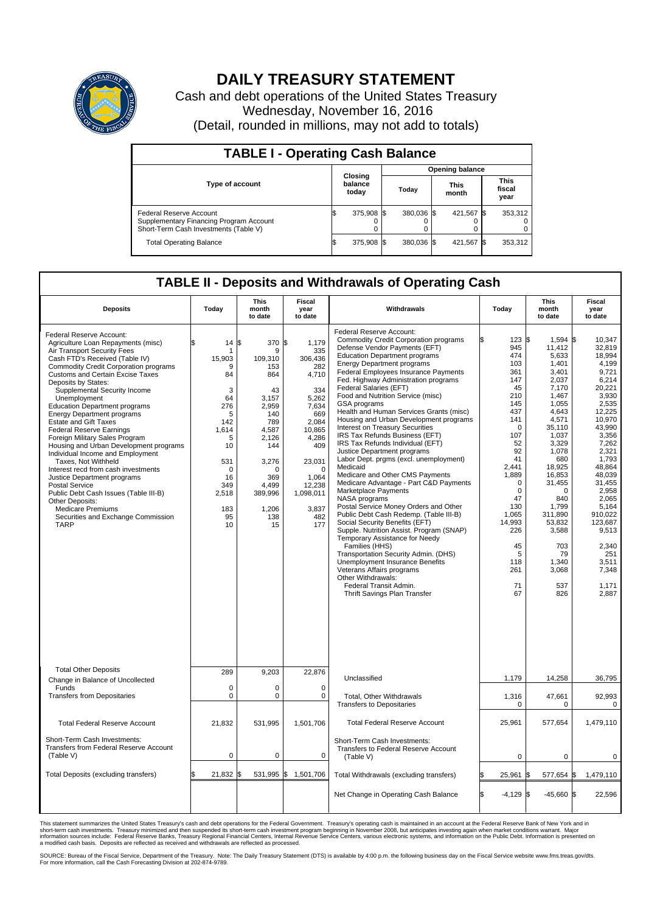# DAILY TREASURY STATEMENT

Cash and debt operations of the United States Treasury

Wednesday, November 16, 2016

(Detail, rounded in millions, may not add to totals)

## TABLE I - Operating Cash Balance

| Type of account | Closing balance today | Opening balance Today | Opening balance This month | Opening balance This fiscal year |
|---|---|---|---|---|
| Federal Reserve Account | $ 375,908 | $ 380,036 | $ 421,567 | $ 353,312 |
| Supplementary Financing Program Account | 0 | 0 | 0 | 0 |
| Short-Term Cash Investments (Table V) | 0 | 0 | 0 | 0 |
| Total Operating Balance | $ 375,908 | $ 380,036 | $ 421,567 | $ 353,312 |

## TABLE II - Deposits and Withdrawals of Operating Cash

| Deposits | Today | This month to date | Fiscal year to date | Withdrawals | Today | This month to date | Fiscal year to date |
|---|---|---|---|---|---|---|---|
| Federal Reserve Account: | | | | Federal Reserve Account: | | | |
| Agriculture Loan Repayments (misc) | $ 14 | $ 370 | $ 1,179 | Commodity Credit Corporation programs | $ 123 | $ 1,594 | $ 10,347 |
| Air Transport Security Fees | 1 | 9 | 335 | Defense Vendor Payments (EFT) | 945 | 11,412 | 32,819 |
| Cash FTD's Received (Table IV) | 15,903 | 109,310 | 306,436 | Education Department programs | 474 | 5,633 | 18,994 |
| Commodity Credit Corporation programs | 9 | 153 | 282 | Energy Department programs | 103 | 1,401 | 4,199 |
| Customs and Certain Excise Taxes | 84 | 864 | 4,710 | Federal Employees Insurance Payments | 361 | 3,401 | 9,721 |
| Deposits by States: | | | | Fed. Highway Administration programs | 147 | 2,037 | 6,214 |
| Supplemental Security Income | 3 | 43 | 334 | Federal Salaries (EFT) | 45 | 7,170 | 20,221 |
| Unemployment | 64 | 3,157 | 5,262 | Food and Nutrition Service (misc) | 210 | 1,467 | 3,930 |
| Education Department programs | 276 | 2,959 | 7,634 | GSA programs | 145 | 1,055 | 2,535 |
| Energy Department programs | 5 | 140 | 669 | Health and Human Services Grants (misc) | 437 | 4,643 | 12,225 |
| Estate and Gift Taxes | 142 | 789 | 2,084 | Housing and Urban Development programs | 141 | 4,571 | 10,970 |
| Federal Reserve Earnings | 1,614 | 4,587 | 10,865 | Interest on Treasury Securities | 0 | 35,110 | 43,990 |
| Foreign Military Sales Program | 5 | 2,126 | 4,286 | IRS Tax Refunds Business (EFT) | 107 | 1,037 | 3,356 |
| Housing and Urban Development programs | 10 | 144 | 409 | IRS Tax Refunds Individual (EFT) | 52 | 3,329 | 7,262 |
| Individual Income and Employment | | | | Justice Department programs | 92 | 1,078 | 2,321 |
| Taxes, Not Withheld | 531 | 3,276 | 23,031 | Labor Dept. prgms (excl. unemployment) | 41 | 680 | 1,793 |
| Interest recd from cash investments | 0 | 0 | 0 | Medicaid | 2,441 | 18,925 | 48,864 |
| Justice Department programs | 16 | 369 | 1,064 | Medicare and Other CMS Payments | 1,889 | 16,853 | 48,039 |
| Postal Service | 349 | 4,499 | 12,238 | Medicare Advantage - Part C&D Payments | 0 | 31,455 | 31,455 |
| Public Debt Cash Issues (Table III-B) | 2,518 | 389,996 | 1,098,011 | Marketplace Payments | 0 | 0 | 2,958 |
| Other Deposits: | | | | NASA programs | 47 | 840 | 2,065 |
| Medicare Premiums | 183 | 1,206 | 3,837 | Postal Service Money Orders and Other | 130 | 1,799 | 5,164 |
| Securities and Exchange Commission | 95 | 138 | 482 | Public Debt Cash Redemp. (Table III-B) | 1,065 | 311,890 | 910,022 |
| TARP | 10 | 15 | 177 | Social Security Benefits (EFT) | 14,993 | 53,832 | 123,687 |
| | | | | Supple. Nutrition Assist. Program (SNAP) | 226 | 3,588 | 9,513 |
| | | | | Temporary Assistance for Needy Families (HHS) | 45 | 703 | 2,340 |
| | | | | Transportation Security Admin. (DHS) | 5 | 79 | 251 |
| | | | | Unemployment Insurance Benefits | 118 | 1,340 | 3,511 |
| | | | | Veterans Affairs programs | 261 | 3,068 | 7,348 |
| | | | | Other Withdrawals: | | | |
| | | | | Federal Transit Admin. | 71 | 537 | 1,171 |
| | | | | Thrift Savings Plan Transfer | 67 | 826 | 2,887 |
| Total Other Deposits | 289 | 9,203 | 22,876 | Unclassified | 1,179 | 14,258 | 36,795 |
| Change in Balance of Uncollected Funds | 0 | 0 | 0 | | | | |
| Transfers from Depositaries | 0 | 0 | 0 | Total, Other Withdrawals | 1,316 | 47,661 | 92,993 |
| | | | | Transfers to Depositaries | 0 | 0 | 0 |
| Total Federal Reserve Account | 21,832 | 531,995 | 1,501,706 | Total Federal Reserve Account | 25,961 | 577,654 | 1,479,110 |
| Short-Term Cash Investments: Transfers from Federal Reserve Account (Table V) | 0 | 0 | 0 | Short-Term Cash Investments: Transfers to Federal Reserve Account (Table V) | 0 | 0 | 0 |
| Total Deposits (excluding transfers) | $ 21,832 | $ 531,995 | $ 1,501,706 | Total Withdrawals (excluding transfers) | $ 25,961 | $ 577,654 | $ 1,479,110 |
| | | | | Net Change in Operating Cash Balance | $ -4,129 | $ -45,660 | $ 22,596 |

This statement summarizes the United States Treasury's cash and debt operations for the Federal Government. Treasury's operating cash is maintained in an account at the Federal Reserve Bank of New York and in short-term cash investments. Treasury minimized and then suspended its short-term cash investment program beginning in November 2008, but anticipates investing again when market conditions warrant. Major information sources include: Federal Reserve Banks, Treasury Regional Financial Centers, Internal Revenue Service Centers, various electronic systems, and information on the Public Debt. Information is presented on a modified cash basis. Deposits are reflected as received and withdrawals are reflected as processed.

SOURCE: Bureau of the Fiscal Service, Department of the Treasury. Note: The Daily Treasury Statement (DTS) is available by 4:00 p.m. the following business day on the Fiscal Service website www.fms.treas.gov/dts. For more information, call the Cash Forecasting Division at 202-874-9789.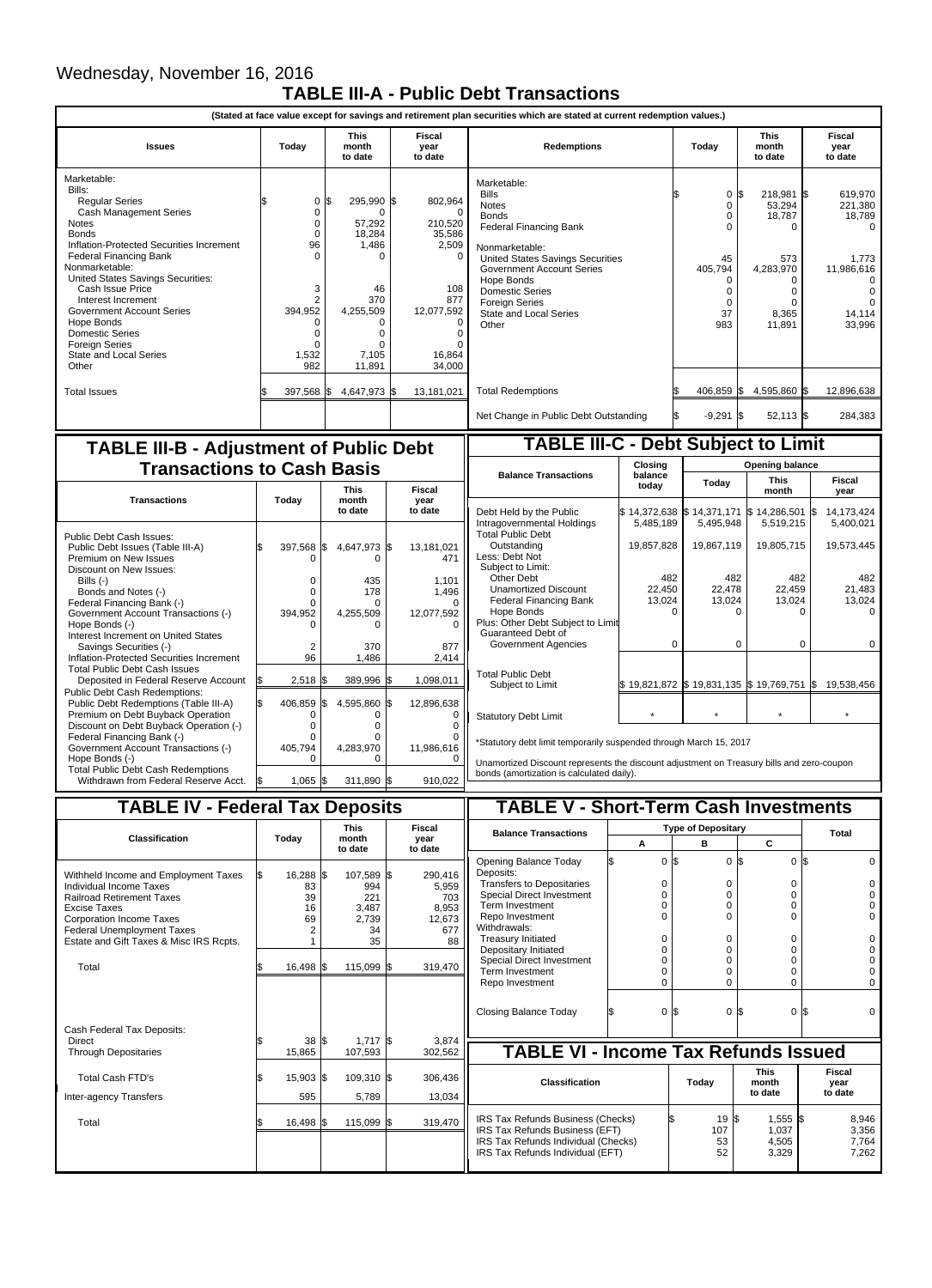Wednesday, November 16, 2016

# TABLE III-A - Public Debt Transactions

(Stated at face value except for savings and retirement plan securities which are stated at current redemption values.)

| Issues | Today | This month to date | Fiscal year to date |
|---|---|---|---|
| Marketable: | | | |
| Bills: | | | |
| Regular Series | $ 0 | $ 295,990 | $ 802,964 |
| Cash Management Series | 0 | 0 | 0 |
| Notes | 0 | 57,292 | 210,520 |
| Bonds | 0 | 18,284 | 35,586 |
| Inflation-Protected Securities Increment | 96 | 1,486 | 2,509 |
| Federal Financing Bank | 0 | 0 | 0 |
| Nonmarketable: | | | |
| United States Savings Securities: | | | |
| Cash Issue Price | 3 | 46 | 108 |
| Interest Increment | 2 | 370 | 877 |
| Government Account Series | 394,952 | 4,255,509 | 12,077,592 |
| Hope Bonds | 0 | 0 | 0 |
| Domestic Series | 0 | 0 | 0 |
| Foreign Series | 0 | 0 | 0 |
| State and Local Series | 1,532 | 7,105 | 16,864 |
| Other | 982 | 11,891 | 34,000 |
| Total Issues | $ 397,568 | $ 4,647,973 | $ 13,181,021 |

| Redemptions | Today | This month to date | Fiscal year to date |
|---|---|---|---|
| Marketable: | | | |
| Bills | $ 0 | $ 218,981 | $ 619,970 |
| Notes | 0 | 53,294 | 221,380 |
| Bonds | 0 | 18,787 | 18,789 |
| Federal Financing Bank | 0 | 0 | 0 |
| Nonmarketable: | | | |
| United States Savings Securities | 45 | 573 | 1,773 |
| Government Account Series | 405,794 | 4,283,970 | 11,986,616 |
| Hope Bonds | 0 | 0 | 0 |
| Domestic Series | 0 | 0 | 0 |
| Foreign Series | 0 | 0 | 0 |
| State and Local Series | 37 | 8,365 | 14,114 |
| Other | 983 | 11,891 | 33,996 |
| Total Redemptions | $ 406,859 | $ 4,595,860 | $ 12,896,638 |
| Net Change in Public Debt Outstanding | $ -9,291 | $ 52,113 | $ 284,383 |

# TABLE III-B - Adjustment of Public Debt Transactions to Cash Basis

| Transactions | Today | This month to date | Fiscal year to date |
|---|---|---|---|
| Public Debt Cash Issues: | | | |
| Public Debt Issues (Table III-A) | $ 397,568 | $ 4,647,973 | $ 13,181,021 |
| Premium on New Issues | 0 | 0 | 471 |
| Discount on New Issues: | | | |
| Bills (-) | 0 | 435 | 1,101 |
| Bonds and Notes (-) | 0 | 178 | 1,496 |
| Federal Financing Bank (-) | 0 | 0 | 0 |
| Government Account Transactions (-) | 394,952 | 4,255,509 | 12,077,592 |
| Hope Bonds (-) | 0 | 0 | 0 |
| Interest Increment on United States Savings Securities (-) | 2 | 370 | 877 |
| Inflation-Protected Securities Increment | 96 | 1,486 | 2,414 |
| Total Public Debt Cash Issues Deposited in Federal Reserve Account | $ 2,518 | $ 389,996 | $ 1,098,011 |
| Public Debt Cash Redemptions: | | | |
| Public Debt Redemptions (Table III-A) | $ 406,859 | $ 4,595,860 | $ 12,896,638 |
| Premium on Debt Buyback Operation | 0 | 0 | 0 |
| Discount on Debt Buyback Operation (-) | 0 | 0 | 0 |
| Federal Financing Bank (-) | 0 | 0 | 0 |
| Government Account Transactions (-) | 405,794 | 4,283,970 | 11,986,616 |
| Hope Bonds (-) | 0 | 0 | 0 |
| Total Public Debt Cash Redemptions Withdrawn from Federal Reserve Acct. | $ 1,065 | $ 311,890 | $ 910,022 |

# TABLE III-C - Debt Subject to Limit

| Balance Transactions | Closing balance today | Opening balance Today | Opening balance This month | Opening balance Fiscal year |
|---|---|---|---|---|
| Debt Held by the Public | $ 14,372,638 | $ 14,371,171 | $ 14,286,501 | $ 14,173,424 |
| Intragovernmental Holdings | 5,485,189 | 5,495,948 | 5,519,215 | 5,400,021 |
| Total Public Debt Outstanding | 19,857,828 | 19,867,119 | 19,805,715 | 19,573,445 |
| Less: Debt Not Subject to Limit: | | | | |
| Other Debt | 482 | 482 | 482 | 482 |
| Unamortized Discount | 22,450 | 22,478 | 22,459 | 21,483 |
| Federal Financing Bank | 13,024 | 13,024 | 13,024 | 13,024 |
| Hope Bonds | 0 | 0 | 0 | 0 |
| Plus: Other Debt Subject to Limit | | | | |
| Guaranteed Debt of Government Agencies | 0 | 0 | 0 | 0 |
| Total Public Debt Subject to Limit | $ 19,821,872 | $ 19,831,135 | $ 19,769,751 | $ 19,538,456 |
| Statutory Debt Limit | * | * | * | * |

*Statutory debt limit temporarily suspended through March 15, 2017

Unamortized Discount represents the discount adjustment on Treasury bills and zero-coupon bonds (amortization is calculated daily).

# TABLE IV - Federal Tax Deposits

| Classification | Today | This month to date | Fiscal year to date |
|---|---|---|---|
| Withheld Income and Employment Taxes | $ 16,288 | $ 107,589 | $ 290,416 |
| Individual Income Taxes | 83 | 994 | 5,959 |
| Railroad Retirement Taxes | 39 | 221 | 703 |
| Excise Taxes | 16 | 3,487 | 8,953 |
| Corporation Income Taxes | 69 | 2,739 | 12,673 |
| Federal Unemployment Taxes | 2 | 34 | 677 |
| Estate and Gift Taxes & Misc IRS Rcpts. | 1 | 35 | 88 |
| Total | $ 16,498 | $ 115,099 | $ 319,470 |
| Cash Federal Tax Deposits: | | | |
| Direct | $ 38 | $ 1,717 | $ 3,874 |
| Through Depositaries | 15,865 | 107,593 | 302,562 |
| Total Cash FTD's | $ 15,903 | $ 109,310 | $ 306,436 |
| Inter-agency Transfers | 595 | 5,789 | 13,034 |
| Total | $ 16,498 | $ 115,099 | $ 319,470 |

# TABLE V - Short-Term Cash Investments

| Balance Transactions | Type of Depositary A | Type of Depositary B | Type of Depositary C | Total |
|---|---|---|---|---|
| Opening Balance Today | $ 0 | $ 0 | $ 0 | $ 0 |
| Deposits: | | | | |
| Transfers to Depositaries | 0 | 0 | 0 | 0 |
| Special Direct Investment | 0 | 0 | 0 | 0 |
| Term Investment | 0 | 0 | 0 | 0 |
| Repo Investment | 0 | 0 | 0 | 0 |
| Withdrawals: | | | | |
| Treasury Initiated | 0 | 0 | 0 | 0 |
| Depositary Initiated | 0 | 0 | 0 | 0 |
| Special Direct Investment | 0 | 0 | 0 | 0 |
| Term Investment | 0 | 0 | 0 | 0 |
| Repo Investment | 0 | 0 | 0 | 0 |
| Closing Balance Today | $ 0 | $ 0 | $ 0 | $ 0 |

# TABLE VI - Income Tax Refunds Issued

| Classification | Today | This month to date | Fiscal year to date |
|---|---|---|---|
| IRS Tax Refunds Business (Checks) | $ 19 | $ 1,555 | $ 8,946 |
| IRS Tax Refunds Business (EFT) | 107 | 1,037 | 3,356 |
| IRS Tax Refunds Individual (Checks) | 53 | 4,505 | 7,764 |
| IRS Tax Refunds Individual (EFT) | 52 | 3,329 | 7,262 |